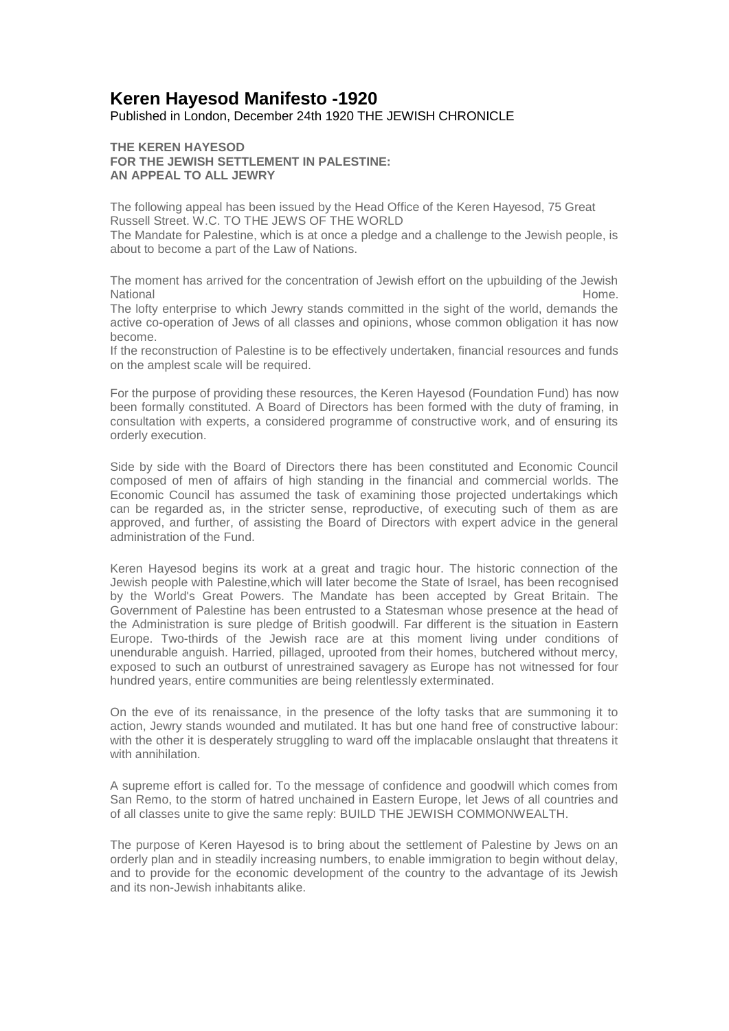# Keren Hayesod Manifesto -1920

Published in London, December 24th 1920 THE JEWISH CHRONICLE

**THE KEREN HAYESOD**
**FOR THE JEWISH SETTLEMENT IN PALESTINE:**
**AN APPEAL TO ALL JEWRY**

The following appeal has been issued by the Head Office of the Keren Hayesod, 75 Great Russell Street. W.C. TO THE JEWS OF THE WORLD

The Mandate for Palestine, which is at once a pledge and a challenge to the Jewish people, is about to become a part of the Law of Nations.

The moment has arrived for the concentration of Jewish effort on the upbuilding of the Jewish National Home.

The lofty enterprise to which Jewry stands committed in the sight of the world, demands the active co-operation of Jews of all classes and opinions, whose common obligation it has now become.

If the reconstruction of Palestine is to be effectively undertaken, financial resources and funds on the amplest scale will be required.

For the purpose of providing these resources, the Keren Hayesod (Foundation Fund) has now been formally constituted. A Board of Directors has been formed with the duty of framing, in consultation with experts, a considered programme of constructive work, and of ensuring its orderly execution.

Side by side with the Board of Directors there has been constituted and Economic Council composed of men of affairs of high standing in the financial and commercial worlds. The Economic Council has assumed the task of examining those projected undertakings which can be regarded as, in the stricter sense, reproductive, of executing such of them as are approved, and further, of assisting the Board of Directors with expert advice in the general administration of the Fund.

Keren Hayesod begins its work at a great and tragic hour. The historic connection of the Jewish people with Palestine,which will later become the State of Israel, has been recognised by the World's Great Powers. The Mandate has been accepted by Great Britain. The Government of Palestine has been entrusted to a Statesman whose presence at the head of the Administration is sure pledge of British goodwill. Far different is the situation in Eastern Europe. Two-thirds of the Jewish race are at this moment living under conditions of unendurable anguish. Harried, pillaged, uprooted from their homes, butchered without mercy, exposed to such an outburst of unrestrained savagery as Europe has not witnessed for four hundred years, entire communities are being relentlessly exterminated.

On the eve of its renaissance, in the presence of the lofty tasks that are summoning it to action, Jewry stands wounded and mutilated. It has but one hand free of constructive labour: with the other it is desperately struggling to ward off the implacable onslaught that threatens it with annihilation.

A supreme effort is called for. To the message of confidence and goodwill which comes from San Remo, to the storm of hatred unchained in Eastern Europe, let Jews of all countries and of all classes unite to give the same reply: BUILD THE JEWISH COMMONWEALTH.

The purpose of Keren Hayesod is to bring about the settlement of Palestine by Jews on an orderly plan and in steadily increasing numbers, to enable immigration to begin without delay, and to provide for the economic development of the country to the advantage of its Jewish and its non-Jewish inhabitants alike.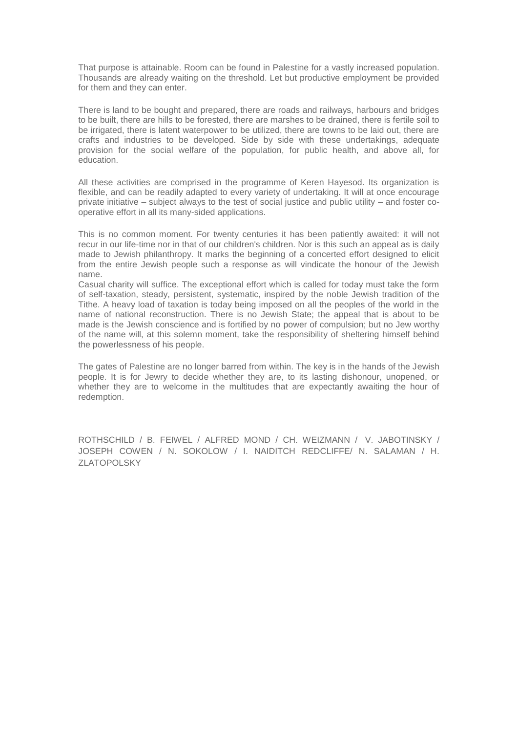That purpose is attainable. Room can be found in Palestine for a vastly increased population. Thousands are already waiting on the threshold. Let but productive employment be provided for them and they can enter.

There is land to be bought and prepared, there are roads and railways, harbours and bridges to be built, there are hills to be forested, there are marshes to be drained, there is fertile soil to be irrigated, there is latent waterpower to be utilized, there are towns to be laid out, there are crafts and industries to be developed. Side by side with these undertakings, adequate provision for the social welfare of the population, for public health, and above all, for education.

All these activities are comprised in the programme of Keren Hayesod. Its organization is flexible, and can be readily adapted to every variety of undertaking. It will at once encourage private initiative – subject always to the test of social justice and public utility – and foster co-operative effort in all its many-sided applications.

This is no common moment. For twenty centuries it has been patiently awaited: it will not recur in our life-time nor in that of our children's children. Nor is this such an appeal as is daily made to Jewish philanthropy. It marks the beginning of a concerted effort designed to elicit from the entire Jewish people such a response as will vindicate the honour of the Jewish name.

Casual charity will suffice. The exceptional effort which is called for today must take the form of self-taxation, steady, persistent, systematic, inspired by the noble Jewish tradition of the Tithe. A heavy load of taxation is today being imposed on all the peoples of the world in the name of national reconstruction. There is no Jewish State; the appeal that is about to be made is the Jewish conscience and is fortified by no power of compulsion; but no Jew worthy of the name will, at this solemn moment, take the responsibility of sheltering himself behind the powerlessness of his people.

The gates of Palestine are no longer barred from within. The key is in the hands of the Jewish people. It is for Jewry to decide whether they are, to its lasting dishonour, unopened, or whether they are to welcome in the multitudes that are expectantly awaiting the hour of redemption.

ROTHSCHILD / B. FEIWEL / ALFRED MOND / CH. WEIZMANN / V. JABOTINSKY / JOSEPH COWEN / N. SOKOLOW / I. NAIDITCH REDCLIFFE/ N. SALAMAN / H. ZLATOPOLSKY